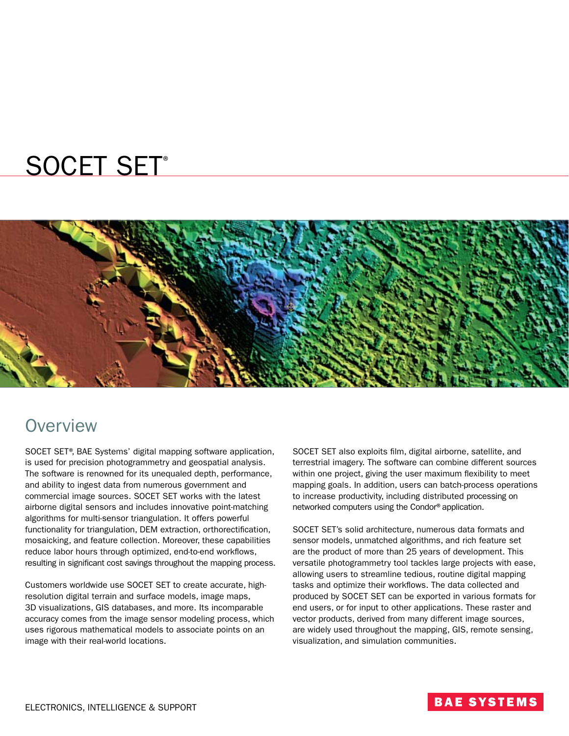# SOCET SET®

## Overview

SOCET SET®, BAE Systems' digital mapping software application, is used for precision photogrammetry and geospatial analysis. The software is renowned for its unequaled depth, performance, and ability to ingest data from numerous government and commercial image sources. SOCET SET works with the latest airborne digital sensors and includes innovative point-matching algorithms for multi-sensor triangulation. It offers powerful functionality for triangulation, DEM extraction, orthorectification, mosaicking, and feature collection. Moreover, these capabilities reduce labor hours through optimized, end-to-end workflows, resulting in significant cost savings throughout the mapping process.

Customers worldwide use SOCET SET to create accurate, high-resolution digital terrain and surface models, image maps, 3D visualizations, GIS databases, and more. Its incomparable accuracy comes from the image sensor modeling process, which uses rigorous mathematical models to associate points on an image with their real-world locations.

SOCET SET also exploits film, digital airborne, satellite, and terrestrial imagery. The software can combine different sources within one project, giving the user maximum flexibility to meet mapping goals. In addition, users can batch-process operations to increase productivity, including distributed processing on networked computers using the Condor® application.

SOCET SET's solid architecture, numerous data formats and sensor models, unmatched algorithms, and rich feature set are the product of more than 25 years of development. This versatile photogrammetry tool tackles large projects with ease, allowing users to streamline tedious, routine digital mapping tasks and optimize their workflows. The data collected and produced by SOCET SET can be exported in various formats for end users, or for input to other applications. These raster and vector products, derived from many different image sources, are widely used throughout the mapping, GIS, remote sensing, visualization, and simulation communities.

ELECTRONICS, INTELLIGENCE & SUPPORT

BAE SYSTEMS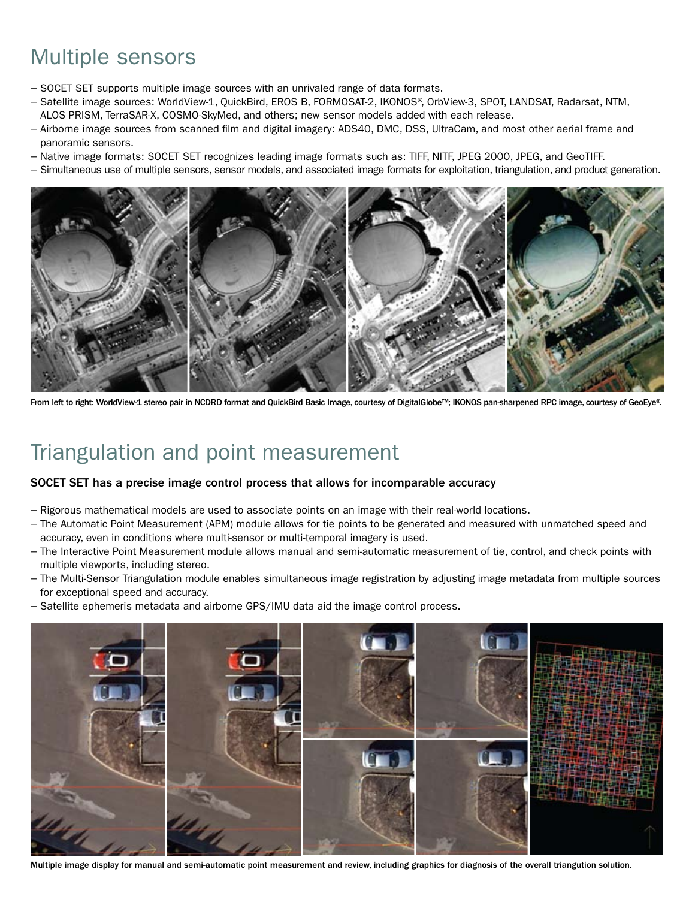# Multiple sensors

- SOCET SET supports multiple image sources with an unrivaled range of data formats.
- Satellite image sources: WorldView-1, QuickBird, EROS B, FORMOSAT-2, IKONOS®, OrbView-3, SPOT, LANDSAT, Radarsat, NTM, ALOS PRISM, TerraSAR-X, COSMO-SkyMed, and others; new sensor models added with each release.
- Airborne image sources from scanned film and digital imagery: ADS40, DMC, DSS, UltraCam, and most other aerial frame and panoramic sensors.
- Native image formats: SOCET SET recognizes leading image formats such as: TIFF, NITF, JPEG 2000, JPEG, and GeoTIFF.
- Simultaneous use of multiple sensors, sensor models, and associated image formats for exploitation, triangulation, and product generation.

**From left to right: WorldView-1 stereo pair in NCDRD format and QuickBird Basic Image, courtesy of DigitalGlobe™; IKONOS pan-sharpened RPC image, courtesy of GeoEye®.**

# Triangulation and point measurement

**SOCET SET has a precise image control process that allows for incomparable accuracy**

- Rigorous mathematical models are used to associate points on an image with their real-world locations.
- The Automatic Point Measurement (APM) module allows for tie points to be generated and measured with unmatched speed and accuracy, even in conditions where multi-sensor or multi-temporal imagery is used.
- The Interactive Point Measurement module allows manual and semi-automatic measurement of tie, control, and check points with multiple viewports, including stereo.
- The Multi-Sensor Triangulation module enables simultaneous image registration by adjusting image metadata from multiple sources for exceptional speed and accuracy.
- Satellite ephemeris metadata and airborne GPS/IMU data aid the image control process.

**Multiple image display for manual and semi-automatic point measurement and review, including graphics for diagnosis of the overall triangution solution.**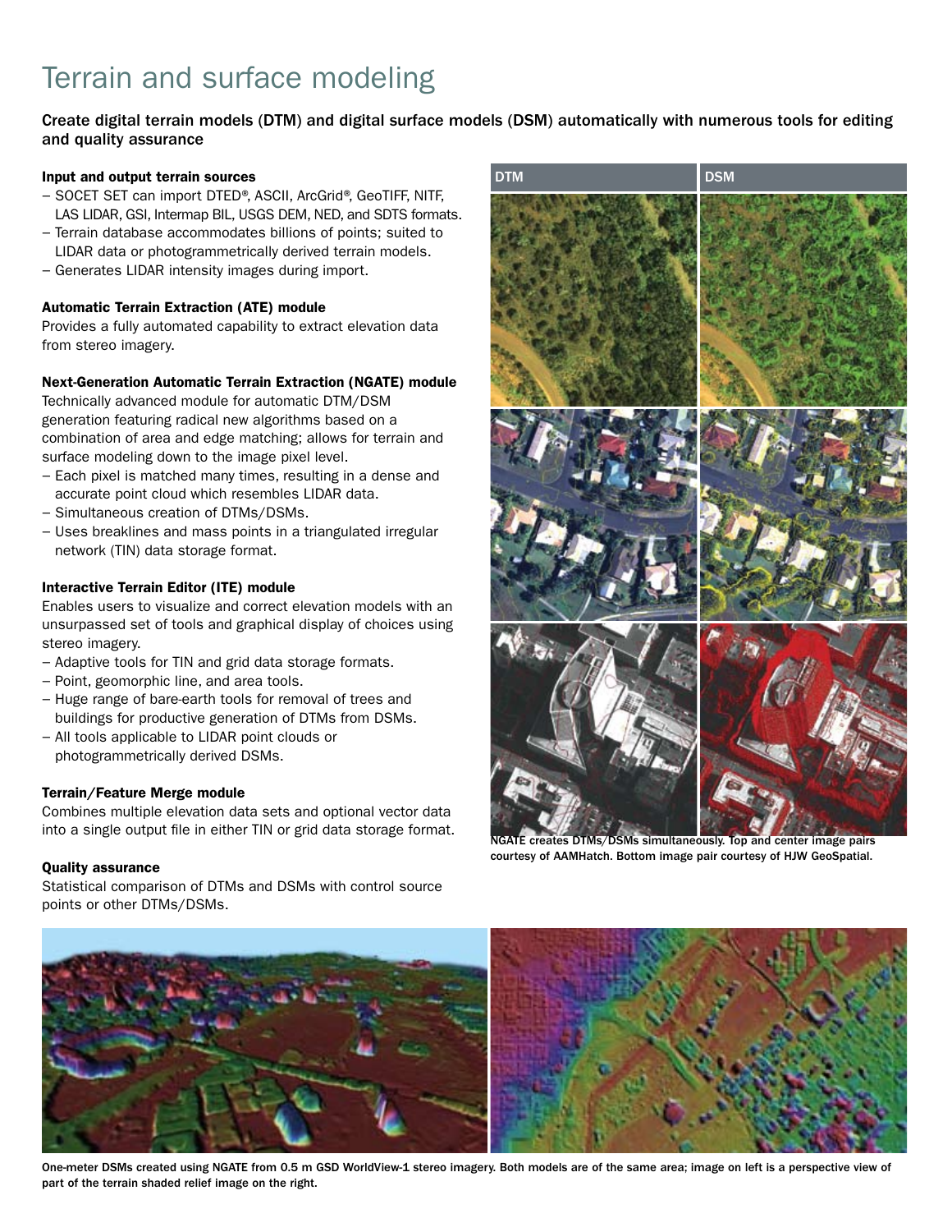# Terrain and surface modeling

**Create digital terrain models (DTM) and digital surface models (DSM) automatically with numerous tools for editing and quality assurance**

### Input and output terrain sources

- SOCET SET can import DTED®, ASCII, ArcGrid®, GeoTIFF, NITF, LAS LIDAR, GSI, Intermap BIL, USGS DEM, NED, and SDTS formats.
- Terrain database accommodates billions of points; suited to LIDAR data or photogrammetrically derived terrain models.
- Generates LIDAR intensity images during import.

### Automatic Terrain Extraction (ATE) module

Provides a fully automated capability to extract elevation data from stereo imagery.

### Next-Generation Automatic Terrain Extraction (NGATE) module

Technically advanced module for automatic DTM/DSM generation featuring radical new algorithms based on a combination of area and edge matching; allows for terrain and surface modeling down to the image pixel level.

- Each pixel is matched many times, resulting in a dense and accurate point cloud which resembles LIDAR data.
- Simultaneous creation of DTMs/DSMs.
- Uses breaklines and mass points in a triangulated irregular network (TIN) data storage format.

### Interactive Terrain Editor (ITE) module

Enables users to visualize and correct elevation models with an unsurpassed set of tools and graphical display of choices using stereo imagery.

- Adaptive tools for TIN and grid data storage formats.
- Point, geomorphic line, and area tools.
- Huge range of bare-earth tools for removal of trees and buildings for productive generation of DTMs from DSMs.
- All tools applicable to LIDAR point clouds or photogrammetrically derived DSMs.

### Terrain/Feature Merge module

Combines multiple elevation data sets and optional vector data into a single output file in either TIN or grid data storage format.

### Quality assurance

Statistical comparison of DTMs and DSMs with control source points or other DTMs/DSMs.

DTM | DSM

NGATE creates DTMs/DSMs simultaneously. Top and center image pairs courtesy of AAMHatch. Bottom image pair courtesy of HJW GeoSpatial.

One-meter DSMs created using NGATE from 0.5 m GSD WorldView-1 stereo imagery. Both models are of the same area; image on left is a perspective view of part of the terrain shaded relief image on the right.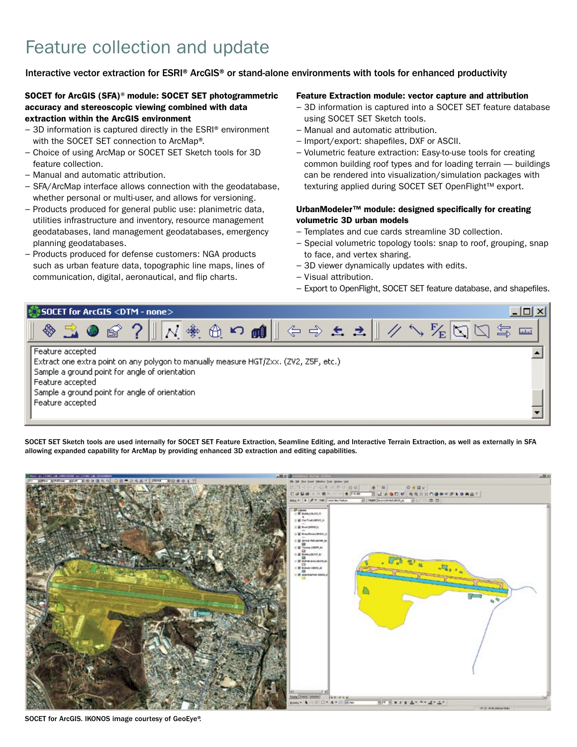# Feature collection and update

**Interactive vector extraction for ESRI® ArcGIS® or stand-alone environments with tools for enhanced productivity**

**SOCET for ArcGIS (SFA)® module: SOCET SET photogrammetric accuracy and stereoscopic viewing combined with data extraction within the ArcGIS environment**

- 3D information is captured directly in the ESRI® environment with the SOCET SET connection to ArcMap®.
- Choice of using ArcMap or SOCET SET Sketch tools for 3D feature collection.
- Manual and automatic attribution.
- SFA/ArcMap interface allows connection with the geodatabase, whether personal or multi-user, and allows for versioning.
- Products produced for general public use: planimetric data, utilities infrastructure and inventory, resource management geodatabases, land management geodatabases, emergency planning geodatabases.
- Products produced for defense customers: NGA products such as urban feature data, topographic line maps, lines of communication, digital, aeronautical, and flip charts.

**Feature Extraction module: vector capture and attribution**

- 3D information is captured into a SOCET SET feature database using SOCET SET Sketch tools.
- Manual and automatic attribution.
- Import/export: shapefiles, DXF or ASCII.
- Volumetric feature extraction: Easy-to-use tools for creating common building roof types and for loading terrain — buildings can be rendered into visualization/simulation packages with texturing applied during SOCET SET OpenFlight™ export.

**UrbanModeler™ module: designed specifically for creating volumetric 3D urban models**

- Templates and cue cards streamline 3D collection.
- Special volumetric topology tools: snap to roof, grouping, snap to face, and vertex sharing.
- 3D viewer dynamically updates with edits.
- Visual attribution.
- Export to OpenFlight, SOCET SET feature database, and shapefiles.

SOCET SET Sketch tools are used internally for SOCET SET Feature Extraction, Seamline Editing, and Interactive Terrain Extraction, as well as externally in SFA allowing expanded capability for ArcMap by providing enhanced 3D extraction and editing capabilities.

SOCET for ArcGIS. IKONOS image courtesy of GeoEye®.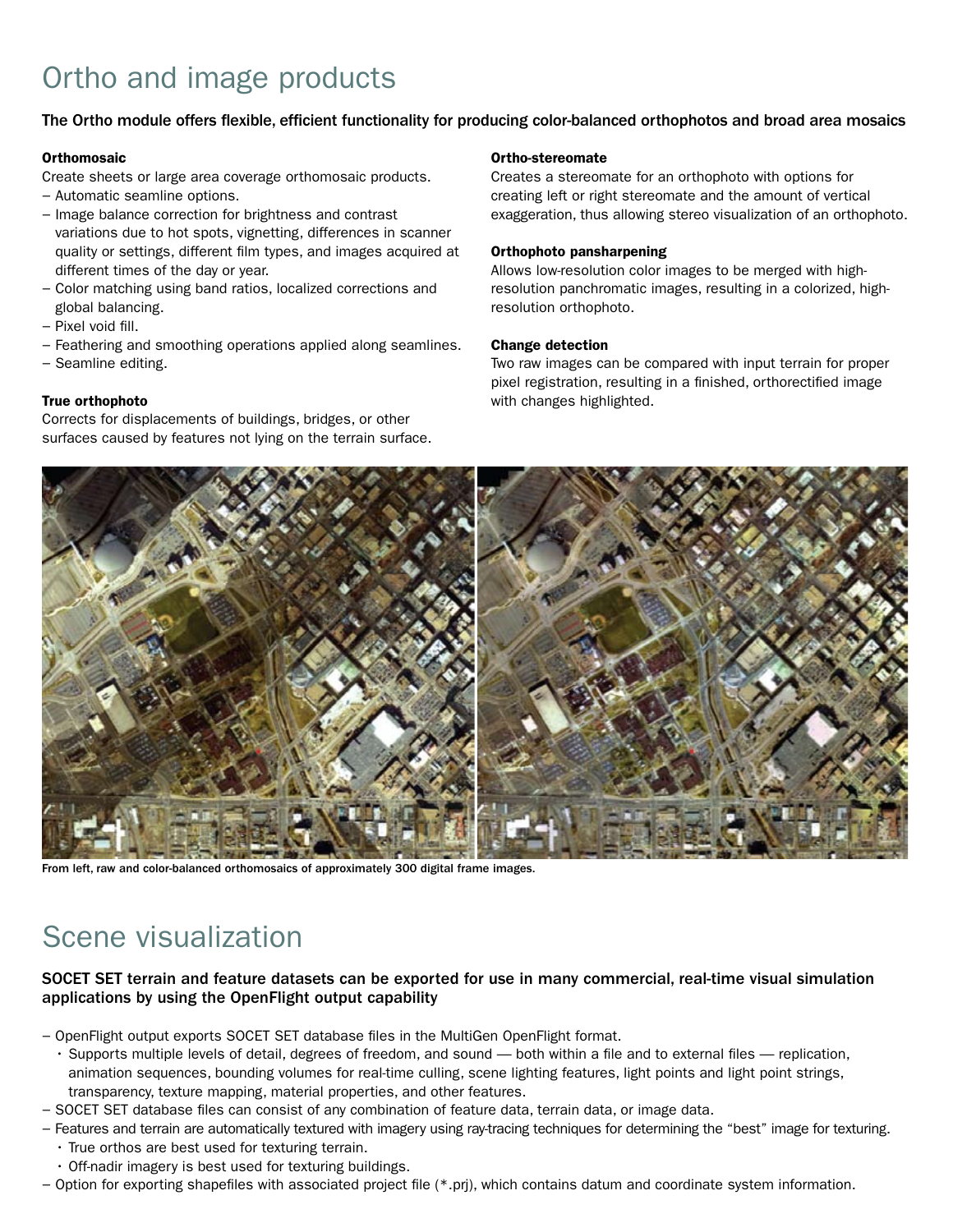# Ortho and image products

**The Ortho module offers flexible, efficient functionality for producing color-balanced orthophotos and broad area mosaics**

**Orthomosaic**

Create sheets or large area coverage orthomosaic products.

- Automatic seamline options.
- Image balance correction for brightness and contrast variations due to hot spots, vignetting, differences in scanner quality or settings, different film types, and images acquired at different times of the day or year.
- Color matching using band ratios, localized corrections and global balancing.
- Pixel void fill.
- Feathering and smoothing operations applied along seamlines.
- Seamline editing.

**True orthophoto**

Corrects for displacements of buildings, bridges, or other surfaces caused by features not lying on the terrain surface.

**Ortho-stereomate**

Creates a stereomate for an orthophoto with options for creating left or right stereomate and the amount of vertical exaggeration, thus allowing stereo visualization of an orthophoto.

**Orthophoto pansharpening**

Allows low-resolution color images to be merged with high-resolution panchromatic images, resulting in a colorized, high-resolution orthophoto.

**Change detection**

Two raw images can be compared with input terrain for proper pixel registration, resulting in a finished, orthorectified image with changes highlighted.

From left, raw and color-balanced orthomosaics of approximately 300 digital frame images.

# Scene visualization

**SOCET SET terrain and feature datasets can be exported for use in many commercial, real-time visual simulation applications by using the OpenFlight output capability**

- OpenFlight output exports SOCET SET database files in the MultiGen OpenFlight format.
  - Supports multiple levels of detail, degrees of freedom, and sound — both within a file and to external files — replication, animation sequences, bounding volumes for real-time culling, scene lighting features, light points and light point strings, transparency, texture mapping, material properties, and other features.
- SOCET SET database files can consist of any combination of feature data, terrain data, or image data.
- Features and terrain are automatically textured with imagery using ray-tracing techniques for determining the "best" image for texturing.
  - True orthos are best used for texturing terrain.
  - Off-nadir imagery is best used for texturing buildings.
- Option for exporting shapefiles with associated project file (*.prj), which contains datum and coordinate system information.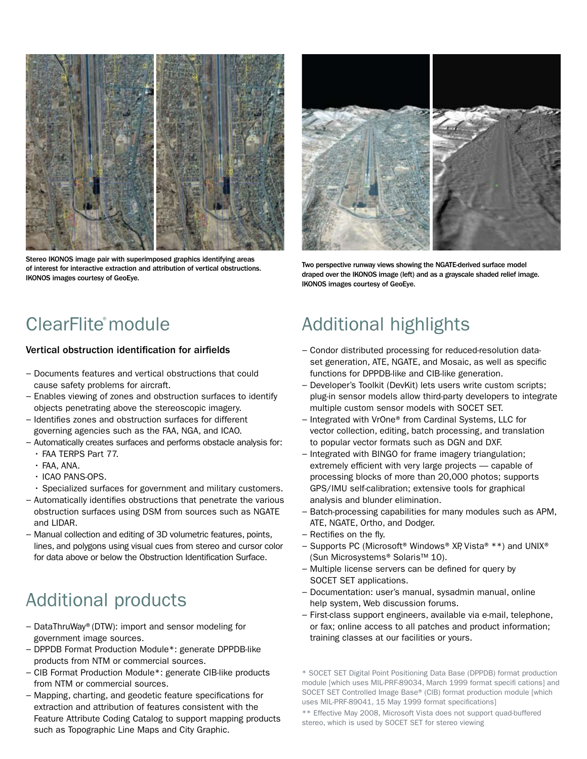Stereo IKONOS image pair with superimposed graphics identifying areas of interest for interactive extraction and attribution of vertical obstructions. IKONOS images courtesy of GeoEye.

Two perspective runway views showing the NGATE-derived surface model draped over the IKONOS image (left) and as a grayscale shaded relief image. IKONOS images courtesy of GeoEye.

## ClearFlite® module

**Vertical obstruction identification for airfields**

- Documents features and vertical obstructions that could cause safety problems for aircraft.
- Enables viewing of zones and obstruction surfaces to identify objects penetrating above the stereoscopic imagery.
- Identifies zones and obstruction surfaces for different governing agencies such as the FAA, NGA, and ICAO.
- Automatically creates surfaces and performs obstacle analysis for:
  - FAA TERPS Part 77.
  - FAA, ANA.
  - ICAO PANS-OPS.
  - Specialized surfaces for government and military customers.
- Automatically identifies obstructions that penetrate the various obstruction surfaces using DSM from sources such as NGATE and LIDAR.
- Manual collection and editing of 3D volumetric features, points, lines, and polygons using visual cues from stereo and cursor color for data above or below the Obstruction Identification Surface.

## Additional products

- DataThruWay® (DTW): import and sensor modeling for government image sources.
- DPPDB Format Production Module*: generate DPPDB-like products from NTM or commercial sources.
- CIB Format Production Module*: generate CIB-like products from NTM or commercial sources.
- Mapping, charting, and geodetic feature specifications for extraction and attribution of features consistent with the Feature Attribute Coding Catalog to support mapping products such as Topographic Line Maps and City Graphic.

## Additional highlights

- Condor distributed processing for reduced-resolution data-set generation, ATE, NGATE, and Mosaic, as well as specific functions for DPPDB-like and CIB-like generation.
- Developer's Toolkit (DevKit) lets users write custom scripts; plug-in sensor models allow third-party developers to integrate multiple custom sensor models with SOCET SET.
- Integrated with VrOne® from Cardinal Systems, LLC for vector collection, editing, batch processing, and translation to popular vector formats such as DGN and DXF.
- Integrated with BINGO for frame imagery triangulation; extremely efficient with very large projects — capable of processing blocks of more than 20,000 photos; supports GPS/IMU self-calibration; extensive tools for graphical analysis and blunder elimination.
- Batch-processing capabilities for many modules such as APM, ATE, NGATE, Ortho, and Dodger.
- Rectifies on the fly.
- Supports PC (Microsoft® Windows® XP, Vista® **) and UNIX® (Sun Microsystems® Solaris™ 10).
- Multiple license servers can be defined for query by SOCET SET applications.
- Documentation: user's manual, sysadmin manual, online help system, Web discussion forums.
- First-class support engineers, available via e-mail, telephone, or fax; online access to all patches and product information; training classes at our facilities or yours.

* SOCET SET Digital Point Positioning Data Base (DPPDB) format production module [which uses MIL-PRF-89034, March 1999 format specifi cations] and SOCET SET Controlled Image Base® (CIB) format production module [which uses MIL-PRF-89041, 15 May 1999 format specifications]

** Effective May 2008, Microsoft Vista does not support quad-buffered stereo, which is used by SOCET SET for stereo viewing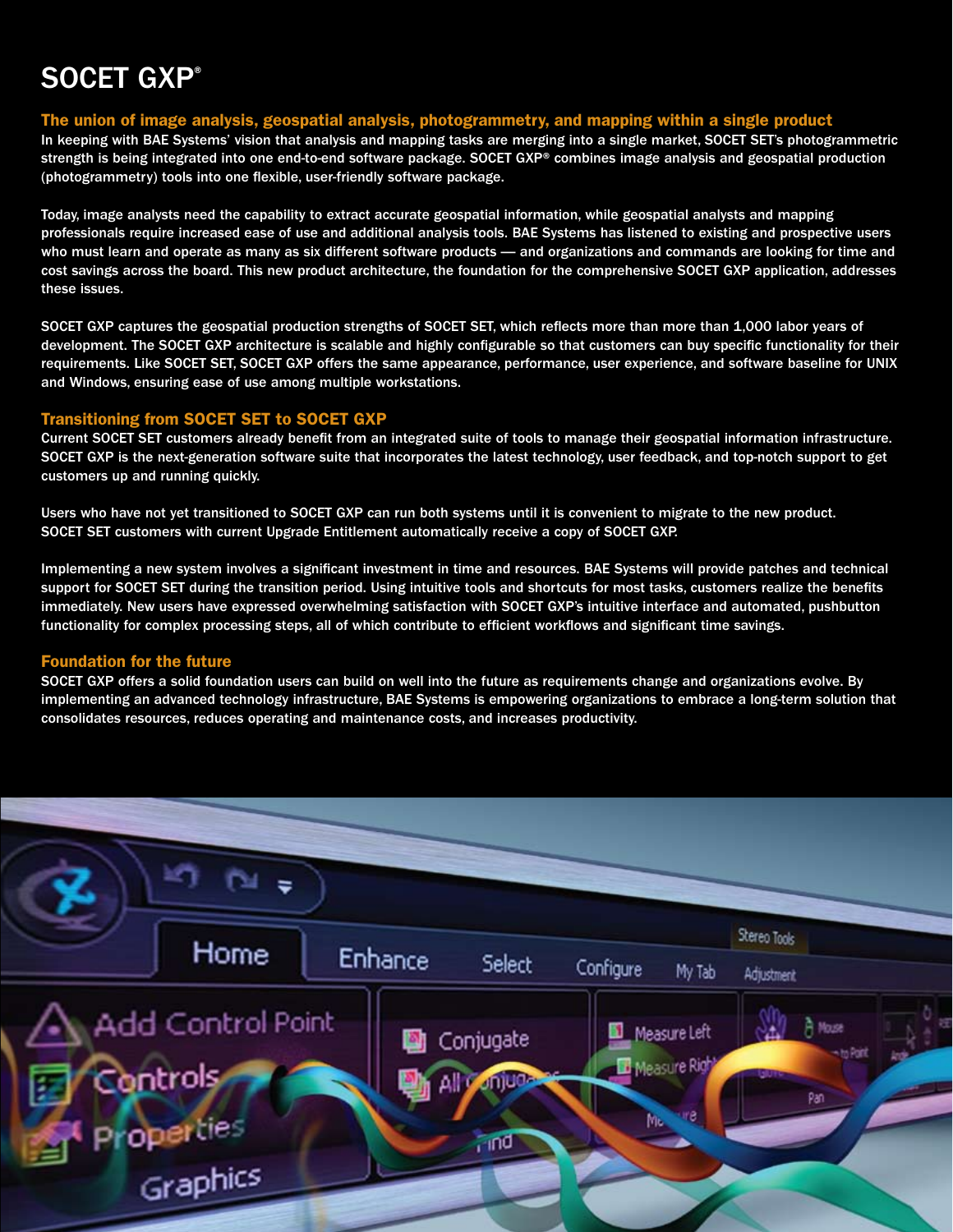# SOCET GXP®

## The union of image analysis, geospatial analysis, photogrammetry, and mapping within a single product

In keeping with BAE Systems' vision that analysis and mapping tasks are merging into a single market, SOCET SET's photogrammetric strength is being integrated into one end-to-end software package. SOCET GXP® combines image analysis and geospatial production (photogrammetry) tools into one flexible, user-friendly software package.

Today, image analysts need the capability to extract accurate geospatial information, while geospatial analysts and mapping professionals require increased ease of use and additional analysis tools. BAE Systems has listened to existing and prospective users who must learn and operate as many as six different software products — and organizations and commands are looking for time and cost savings across the board. This new product architecture, the foundation for the comprehensive SOCET GXP application, addresses these issues.

SOCET GXP captures the geospatial production strengths of SOCET SET, which reflects more than more than 1,000 labor years of development. The SOCET GXP architecture is scalable and highly configurable so that customers can buy specific functionality for their requirements. Like SOCET SET, SOCET GXP offers the same appearance, performance, user experience, and software baseline for UNIX and Windows, ensuring ease of use among multiple workstations.

## Transitioning from SOCET SET to SOCET GXP

Current SOCET SET customers already benefit from an integrated suite of tools to manage their geospatial information infrastructure. SOCET GXP is the next-generation software suite that incorporates the latest technology, user feedback, and top-notch support to get customers up and running quickly.

Users who have not yet transitioned to SOCET GXP can run both systems until it is convenient to migrate to the new product. SOCET SET customers with current Upgrade Entitlement automatically receive a copy of SOCET GXP.

Implementing a new system involves a significant investment in time and resources. BAE Systems will provide patches and technical support for SOCET SET during the transition period. Using intuitive tools and shortcuts for most tasks, customers realize the benefits immediately. New users have expressed overwhelming satisfaction with SOCET GXP's intuitive interface and automated, pushbutton functionality for complex processing steps, all of which contribute to efficient workflows and significant time savings.

## Foundation for the future

SOCET GXP offers a solid foundation users can build on well into the future as requirements change and organizations evolve. By implementing an advanced technology infrastructure, BAE Systems is empowering organizations to embrace a long-term solution that consolidates resources, reduces operating and maintenance costs, and increases productivity.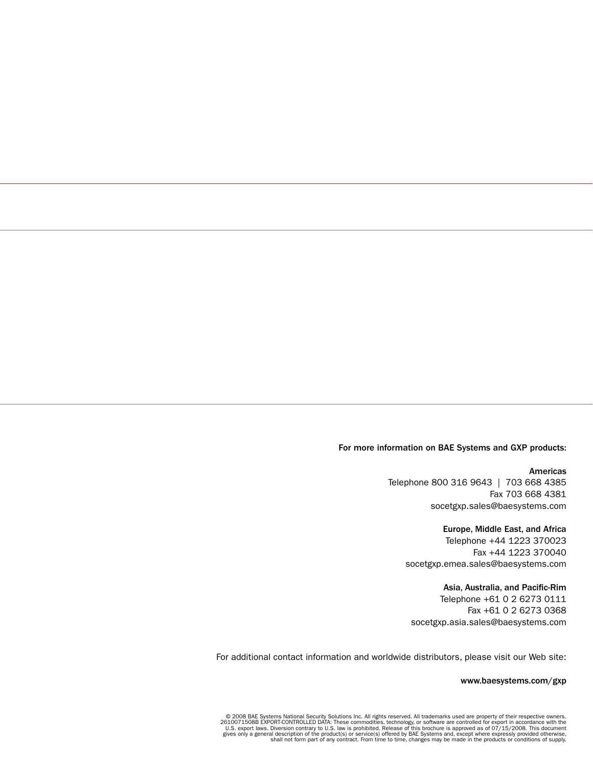**For more information on BAE Systems and GXP products:**

**Americas**
Telephone 800 316 9643 | 703 668 4385
Fax 703 668 4381
socetgxp.sales@baesystems.com

**Europe, Middle East, and Africa**
Telephone +44 1223 370023
Fax +44 1223 370040
socetgxp.emea.sales@baesystems.com

**Asia, Australia, and Pacific-Rim**
Telephone +61 0 2 6273 0111
Fax +61 0 2 6273 0368
socetgxp.asia.sales@baesystems.com

For additional contact information and worldwide distributors, please visit our Web site:

**www.baesystems.com/gxp**

© 2008 BAE Systems National Security Solutions Inc. All rights reserved. All trademarks used are property of their respective owners. 2610071508B EXPORT-CONTROLLED DATA: These commodities, technology, or software are controlled for export in accordance with the U.S. export laws. Diversion contrary to U.S. law is prohibited. Release of this brochure is approved as of 07/15/2008. This document gives only a general description of the product(s) or service(s) offered by BAE Systems and, except where expressly provided otherwise, shall not form part of any contract. From time to time, changes may be made in the products or conditions of supply.